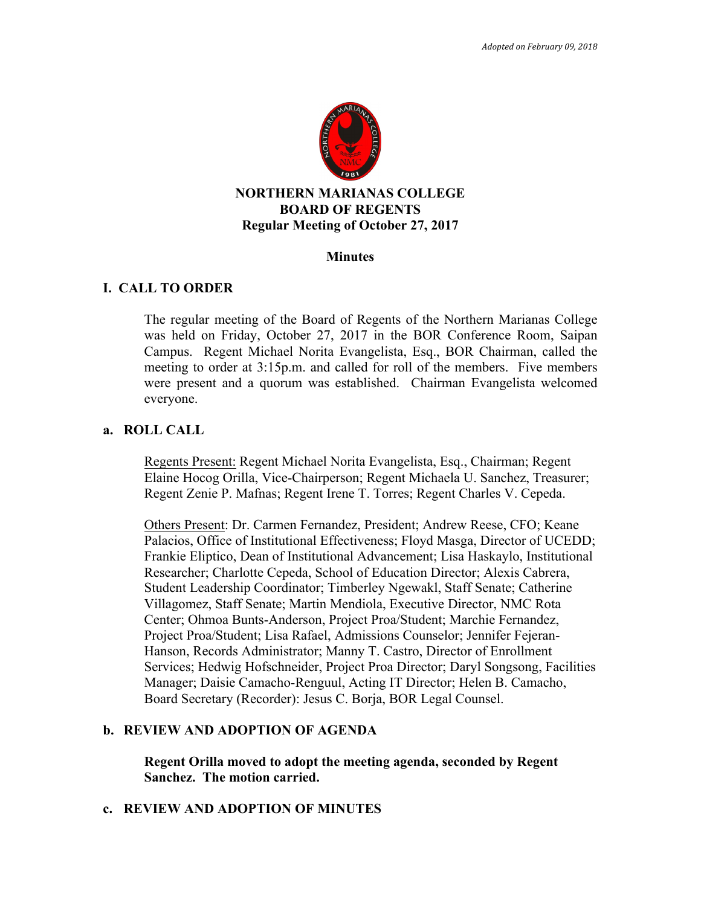*Adopted on February 09, 2018*

# NORTHERN MARIANAS COLLEGE
## BOARD OF REGENTS
### Regular Meeting of October 27, 2017

**Minutes**

## I. CALL TO ORDER

The regular meeting of the Board of Regents of the Northern Marianas College was held on Friday, October 27, 2017 in the BOR Conference Room, Saipan Campus. Regent Michael Norita Evangelista, Esq., BOR Chairman, called the meeting to order at 3:15p.m. and called for roll of the members. Five members were present and a quorum was established. Chairman Evangelista welcomed everyone.

### a. ROLL CALL

Regents Present: Regent Michael Norita Evangelista, Esq., Chairman; Regent Elaine Hocog Orilla, Vice-Chairperson; Regent Michaela U. Sanchez, Treasurer; Regent Zenie P. Mafnas; Regent Irene T. Torres; Regent Charles V. Cepeda.

Others Present: Dr. Carmen Fernandez, President; Andrew Reese, CFO; Keane Palacios, Office of Institutional Effectiveness; Floyd Masga, Director of UCEDD; Frankie Eliptico, Dean of Institutional Advancement; Lisa Haskaylo, Institutional Researcher; Charlotte Cepeda, School of Education Director; Alexis Cabrera, Student Leadership Coordinator; Timberley Ngewakl, Staff Senate; Catherine Villagomez, Staff Senate; Martin Mendiola, Executive Director, NMC Rota Center; Ohmoa Bunts-Anderson, Project Proa/Student; Marchie Fernandez, Project Proa/Student; Lisa Rafael, Admissions Counselor; Jennifer Fejeran-Hanson, Records Administrator; Manny T. Castro, Director of Enrollment Services; Hedwig Hofschneider, Project Proa Director; Daryl Songsong, Facilities Manager; Daisie Camacho-Renguul, Acting IT Director; Helen B. Camacho, Board Secretary (Recorder): Jesus C. Borja, BOR Legal Counsel.

### b. REVIEW AND ADOPTION OF AGENDA

**Regent Orilla moved to adopt the meeting agenda, seconded by Regent Sanchez. The motion carried.**

### c. REVIEW AND ADOPTION OF MINUTES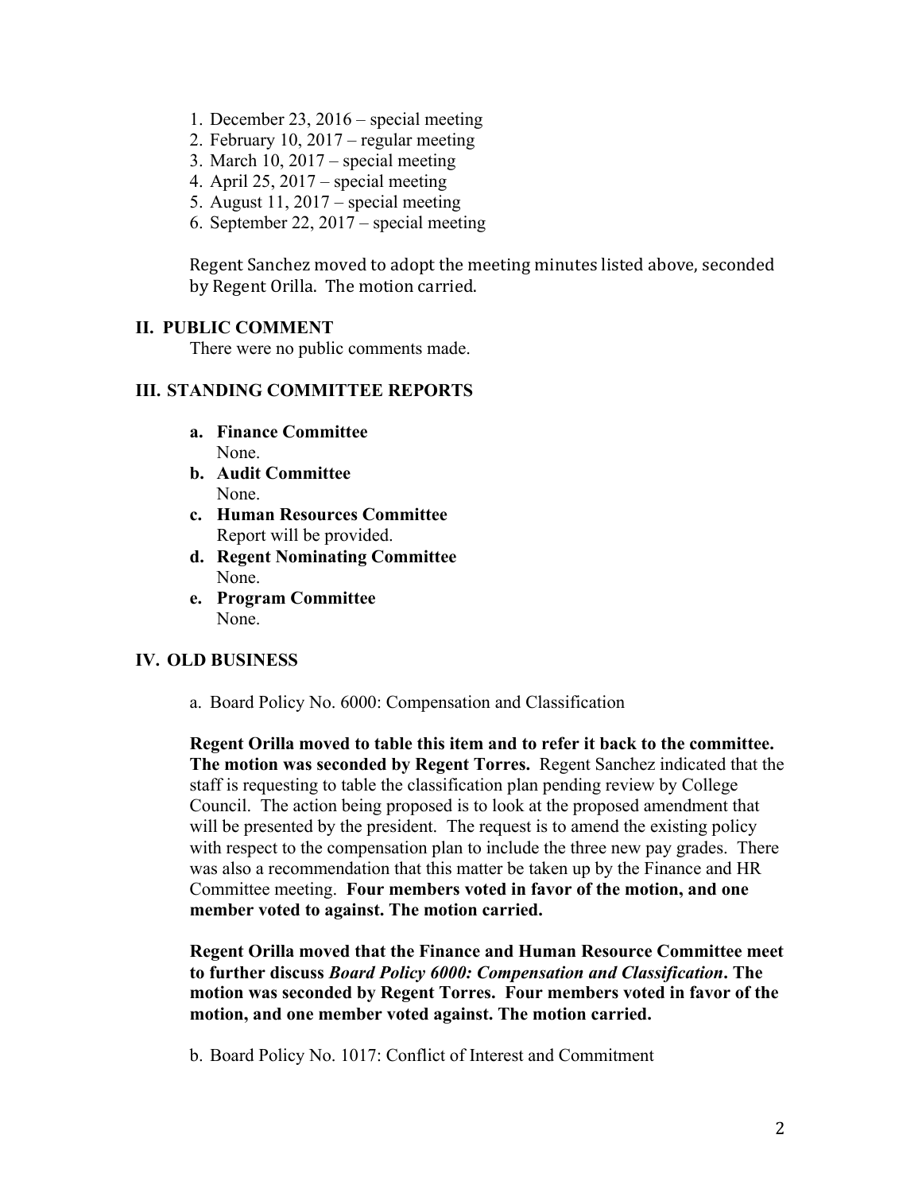1. December 23, 2016 – special meeting
2. February 10, 2017 – regular meeting
3. March 10, 2017 – special meeting
4. April 25, 2017 – special meeting
5. August 11, 2017 – special meeting
6. September 22, 2017 – special meeting

Regent Sanchez moved to adopt the meeting minutes listed above, seconded by Regent Orilla. The motion carried.

## II. PUBLIC COMMENT

There were no public comments made.

## III. STANDING COMMITTEE REPORTS

- **a. Finance Committee**
  None.
- **b. Audit Committee**
  None.
- **c. Human Resources Committee**
  Report will be provided.
- **d. Regent Nominating Committee**
  None.
- **e. Program Committee**
  None.

## IV. OLD BUSINESS

a. Board Policy No. 6000: Compensation and Classification

**Regent Orilla moved to table this item and to refer it back to the committee. The motion was seconded by Regent Torres.** Regent Sanchez indicated that the staff is requesting to table the classification plan pending review by College Council. The action being proposed is to look at the proposed amendment that will be presented by the president. The request is to amend the existing policy with respect to the compensation plan to include the three new pay grades. There was also a recommendation that this matter be taken up by the Finance and HR Committee meeting. **Four members voted in favor of the motion, and one member voted to against. The motion carried.**

**Regent Orilla moved that the Finance and Human Resource Committee meet to further discuss *Board Policy 6000: Compensation and Classification*. The motion was seconded by Regent Torres. Four members voted in favor of the motion, and one member voted against. The motion carried.**

b. Board Policy No. 1017: Conflict of Interest and Commitment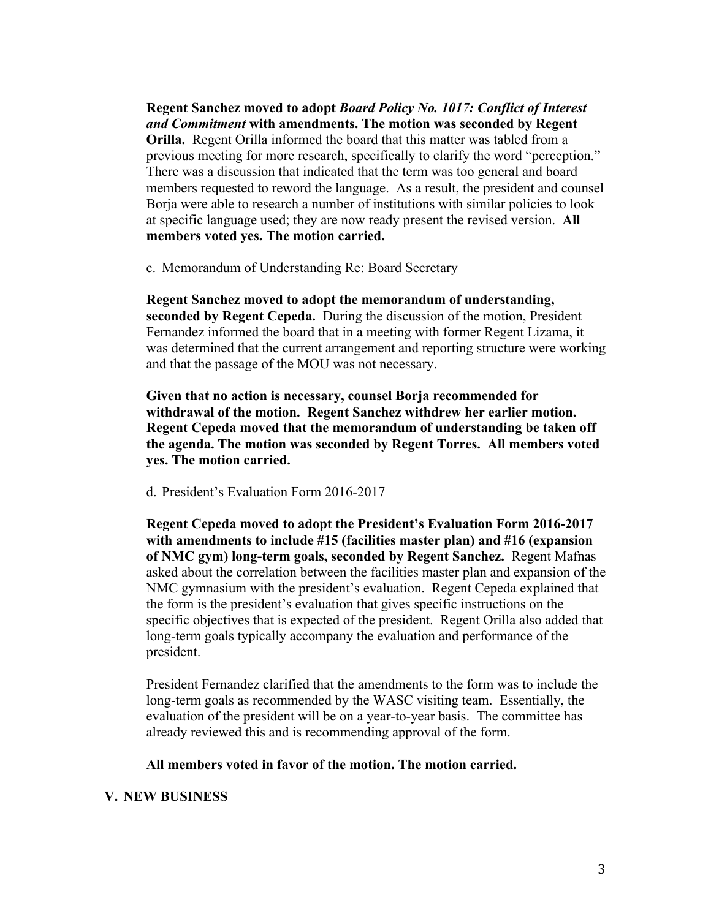**Regent Sanchez moved to adopt *Board Policy No. 1017: Conflict of Interest and Commitment* with amendments. The motion was seconded by Regent Orilla.** Regent Orilla informed the board that this matter was tabled from a previous meeting for more research, specifically to clarify the word "perception." There was a discussion that indicated that the term was too general and board members requested to reword the language. As a result, the president and counsel Borja were able to research a number of institutions with similar policies to look at specific language used; they are now ready present the revised version. **All members voted yes. The motion carried.**

c. Memorandum of Understanding Re: Board Secretary

**Regent Sanchez moved to adopt the memorandum of understanding, seconded by Regent Cepeda.** During the discussion of the motion, President Fernandez informed the board that in a meeting with former Regent Lizama, it was determined that the current arrangement and reporting structure were working and that the passage of the MOU was not necessary.

**Given that no action is necessary, counsel Borja recommended for withdrawal of the motion. Regent Sanchez withdrew her earlier motion. Regent Cepeda moved that the memorandum of understanding be taken off the agenda. The motion was seconded by Regent Torres. All members voted yes. The motion carried.**

d. President's Evaluation Form 2016-2017

**Regent Cepeda moved to adopt the President's Evaluation Form 2016-2017 with amendments to include #15 (facilities master plan) and #16 (expansion of NMC gym) long-term goals, seconded by Regent Sanchez.** Regent Mafnas asked about the correlation between the facilities master plan and expansion of the NMC gymnasium with the president's evaluation. Regent Cepeda explained that the form is the president's evaluation that gives specific instructions on the specific objectives that is expected of the president. Regent Orilla also added that long-term goals typically accompany the evaluation and performance of the president.

President Fernandez clarified that the amendments to the form was to include the long-term goals as recommended by the WASC visiting team. Essentially, the evaluation of the president will be on a year-to-year basis. The committee has already reviewed this and is recommending approval of the form.

**All members voted in favor of the motion. The motion carried.**

## V. NEW BUSINESS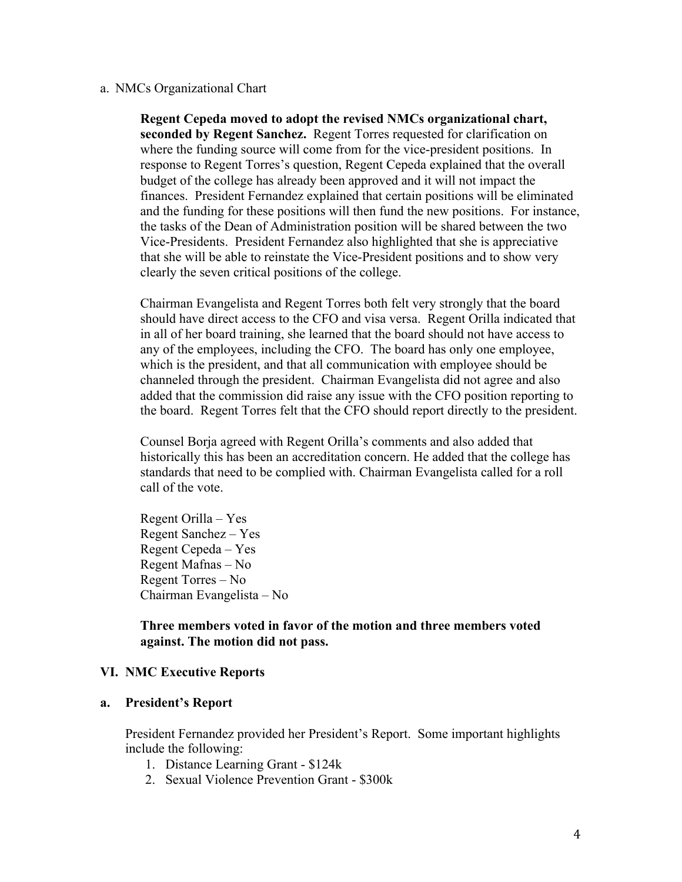a. NMCs Organizational Chart

**Regent Cepeda moved to adopt the revised NMCs organizational chart, seconded by Regent Sanchez.** Regent Torres requested for clarification on where the funding source will come from for the vice-president positions. In response to Regent Torres's question, Regent Cepeda explained that the overall budget of the college has already been approved and it will not impact the finances. President Fernandez explained that certain positions will be eliminated and the funding for these positions will then fund the new positions. For instance, the tasks of the Dean of Administration position will be shared between the two Vice-Presidents. President Fernandez also highlighted that she is appreciative that she will be able to reinstate the Vice-President positions and to show very clearly the seven critical positions of the college.

Chairman Evangelista and Regent Torres both felt very strongly that the board should have direct access to the CFO and visa versa. Regent Orilla indicated that in all of her board training, she learned that the board should not have access to any of the employees, including the CFO. The board has only one employee, which is the president, and that all communication with employee should be channeled through the president. Chairman Evangelista did not agree and also added that the commission did raise any issue with the CFO position reporting to the board. Regent Torres felt that the CFO should report directly to the president.

Counsel Borja agreed with Regent Orilla's comments and also added that historically this has been an accreditation concern. He added that the college has standards that need to be complied with. Chairman Evangelista called for a roll call of the vote.

Regent Orilla – Yes
Regent Sanchez – Yes
Regent Cepeda – Yes
Regent Mafnas – No
Regent Torres – No
Chairman Evangelista – No

**Three members voted in favor of the motion and three members voted against. The motion did not pass.**

## VI. NMC Executive Reports

### a. President's Report

President Fernandez provided her President's Report. Some important highlights include the following:

1. Distance Learning Grant - $124k
2. Sexual Violence Prevention Grant - $300k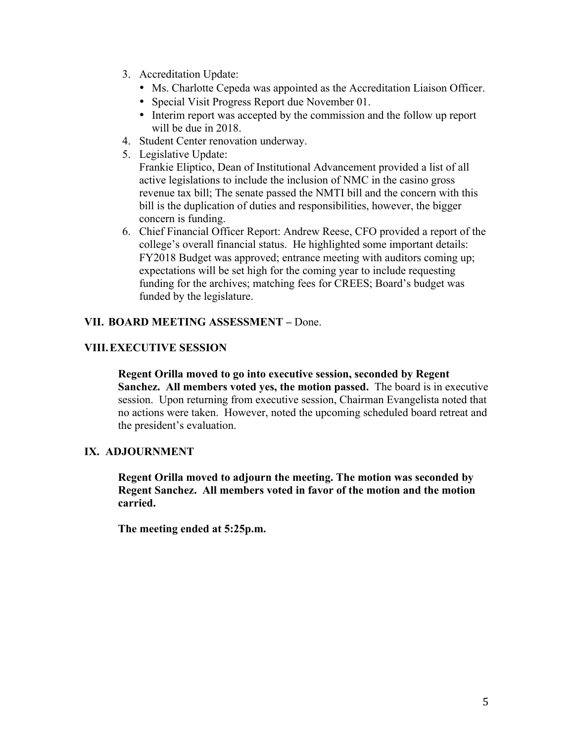3. Accreditation Update:
   - Ms. Charlotte Cepeda was appointed as the Accreditation Liaison Officer.
   - Special Visit Progress Report due November 01.
   - Interim report was accepted by the commission and the follow up report will be due in 2018.
4. Student Center renovation underway.
5. Legislative Update:
   Frankie Eliptico, Dean of Institutional Advancement provided a list of all active legislations to include the inclusion of NMC in the casino gross revenue tax bill; The senate passed the NMTI bill and the concern with this bill is the duplication of duties and responsibilities, however, the bigger concern is funding.
6. Chief Financial Officer Report: Andrew Reese, CFO provided a report of the college's overall financial status. He highlighted some important details: FY2018 Budget was approved; entrance meeting with auditors coming up; expectations will be set high for the coming year to include requesting funding for the archives; matching fees for CREES; Board's budget was funded by the legislature.

## VII. BOARD MEETING ASSESSMENT – Done.

## VIII. EXECUTIVE SESSION

**Regent Orilla moved to go into executive session, seconded by Regent Sanchez. All members voted yes, the motion passed.** The board is in executive session. Upon returning from executive session, Chairman Evangelista noted that no actions were taken. However, noted the upcoming scheduled board retreat and the president's evaluation.

## IX. ADJOURNMENT

**Regent Orilla moved to adjourn the meeting. The motion was seconded by Regent Sanchez. All members voted in favor of the motion and the motion carried.**

**The meeting ended at 5:25p.m.**